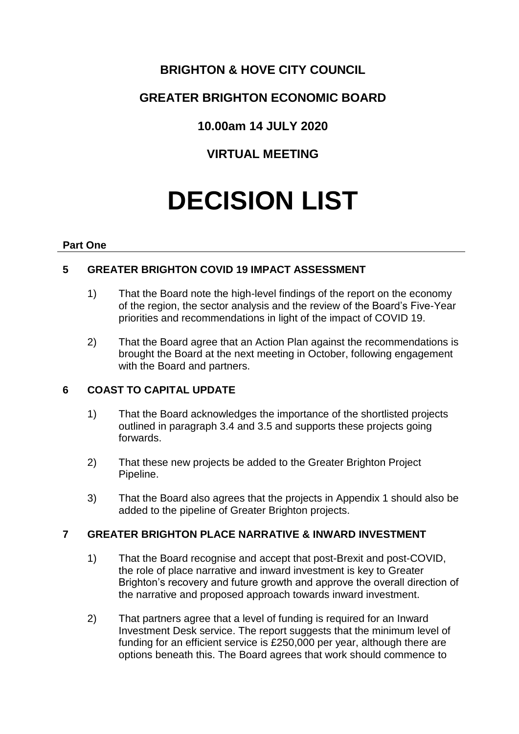# BRIGHTON & HOVE CITY COUNCIL

## GREATER BRIGHTON ECONOMIC BOARD

## 10.00am 14 JULY 2020

## VIRTUAL MEETING

# DECISION LIST

**Part One**

### 5 GREATER BRIGHTON COVID 19 IMPACT ASSESSMENT

1) That the Board note the high-level findings of the report on the economy of the region, the sector analysis and the review of the Board's Five-Year priorities and recommendations in light of the impact of COVID 19.

2) That the Board agree that an Action Plan against the recommendations is brought the Board at the next meeting in October, following engagement with the Board and partners.

### 6 COAST TO CAPITAL UPDATE

1) That the Board acknowledges the importance of the shortlisted projects outlined in paragraph 3.4 and 3.5 and supports these projects going forwards.

2) That these new projects be added to the Greater Brighton Project Pipeline.

3) That the Board also agrees that the projects in Appendix 1 should also be added to the pipeline of Greater Brighton projects.

### 7 GREATER BRIGHTON PLACE NARRATIVE & INWARD INVESTMENT

1) That the Board recognise and accept that post-Brexit and post-COVID, the role of place narrative and inward investment is key to Greater Brighton's recovery and future growth and approve the overall direction of the narrative and proposed approach towards inward investment.

2) That partners agree that a level of funding is required for an Inward Investment Desk service. The report suggests that the minimum level of funding for an efficient service is £250,000 per year, although there are options beneath this. The Board agrees that work should commence to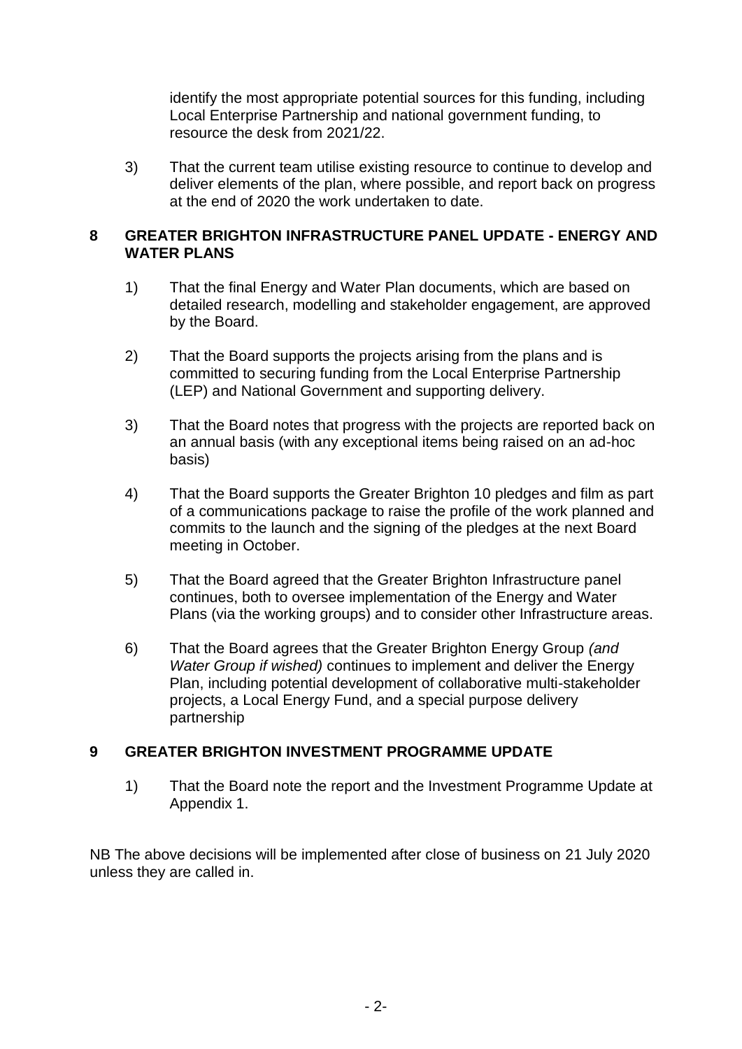identify the most appropriate potential sources for this funding, including Local Enterprise Partnership and national government funding, to resource the desk from 2021/22.

3) That the current team utilise existing resource to continue to develop and deliver elements of the plan, where possible, and report back on progress at the end of 2020 the work undertaken to date.

## 8 GREATER BRIGHTON INFRASTRUCTURE PANEL UPDATE - ENERGY AND WATER PLANS

1) That the final Energy and Water Plan documents, which are based on detailed research, modelling and stakeholder engagement, are approved by the Board.

2) That the Board supports the projects arising from the plans and is committed to securing funding from the Local Enterprise Partnership (LEP) and National Government and supporting delivery.

3) That the Board notes that progress with the projects are reported back on an annual basis (with any exceptional items being raised on an ad-hoc basis)

4) That the Board supports the Greater Brighton 10 pledges and film as part of a communications package to raise the profile of the work planned and commits to the launch and the signing of the pledges at the next Board meeting in October.

5) That the Board agreed that the Greater Brighton Infrastructure panel continues, both to oversee implementation of the Energy and Water Plans (via the working groups) and to consider other Infrastructure areas.

6) That the Board agrees that the Greater Brighton Energy Group *(and Water Group if wished)* continues to implement and deliver the Energy Plan, including potential development of collaborative multi-stakeholder projects, a Local Energy Fund, and a special purpose delivery partnership

## 9 GREATER BRIGHTON INVESTMENT PROGRAMME UPDATE

1) That the Board note the report and the Investment Programme Update at Appendix 1.

NB The above decisions will be implemented after close of business on 21 July 2020 unless they are called in.